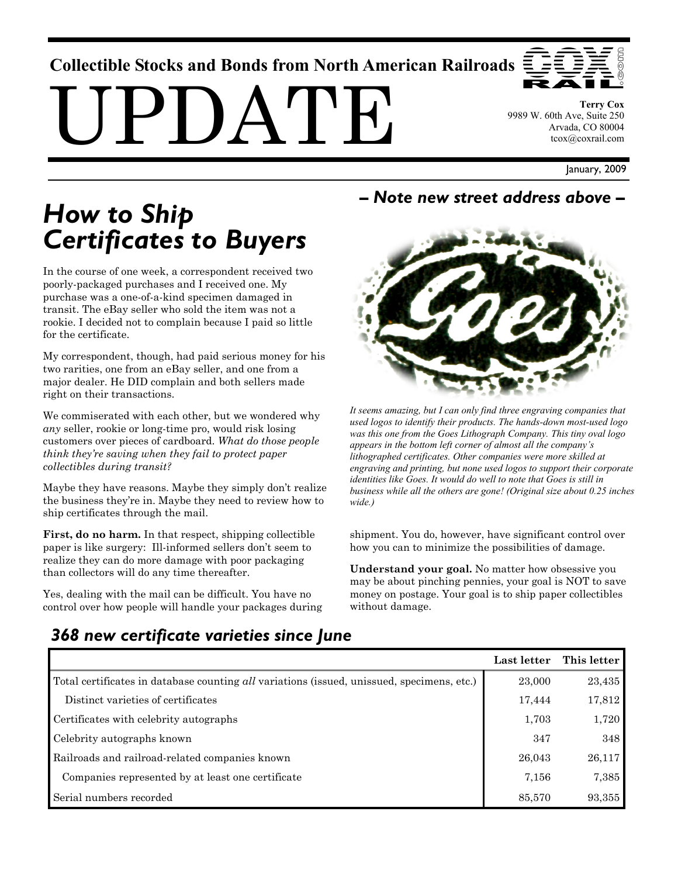Collectible Stocks and Bonds from North American Railroads

# UPDATE

**Terry Cox**
9989 W. 60th Ave, Suite 250
Arvada, CO 80004
tcox@coxrail.com

January, 2009

## *– Note new street address above –*

## *How to Ship Certificates to Buyers*

In the course of one week, a correspondent received two poorly-packaged purchases and I received one. My purchase was a one-of-a-kind specimen damaged in transit. The eBay seller who sold the item was not a rookie. I decided not to complain because I paid so little for the certificate.

My correspondent, though, had paid serious money for his two rarities, one from an eBay seller, and one from a major dealer. He DID complain and both sellers made right on their transactions.

We commiserated with each other, but we wondered why *any* seller, rookie or long-time pro, would risk losing customers over pieces of cardboard. *What do those people think they're saving when they fail to protect paper collectibles during transit?*

Maybe they have reasons. Maybe they simply don't realize the business they're in. Maybe they need to review how to ship certificates through the mail.

**First, do no harm.** In that respect, shipping collectible paper is like surgery: Ill-informed sellers don't seem to realize they can do more damage with poor packaging than collectors will do any time thereafter.

Yes, dealing with the mail can be difficult. You have no control over how people will handle your packages during shipment. You do, however, have significant control over how you can to minimize the possibilities of damage.

**Understand your goal.** No matter how obsessive you may be about pinching pennies, your goal is NOT to save money on postage. Your goal is to ship paper collectibles without damage.

*It seems amazing, but I can only find three engraving companies that used logos to identify their products. The hands-down most-used logo was this one from the Goes Lithograph Company. This tiny oval logo appears in the bottom left corner of almost all the company's lithographed certificates. Other companies were more skilled at engraving and printing, but none used logos to support their corporate identities like Goes. It would do well to note that Goes is still in business while all the others are gone! (Original size about 0.25 inches wide.)*

### *368 new certificate varieties since June*

| | Last letter | This letter |
|---|---|---|
| Total certificates in database counting *all* variations (issued, unissued, specimens, etc.) | 23,000 | 23,435 |
| Distinct varieties of certificates | 17,444 | 17,812 |
| Certificates with celebrity autographs | 1,703 | 1,720 |
| Celebrity autographs known | 347 | 348 |
| Railroads and railroad-related companies known | 26,043 | 26,117 |
| Companies represented by at least one certificate | 7,156 | 7,385 |
| Serial numbers recorded | 85,570 | 93,355 |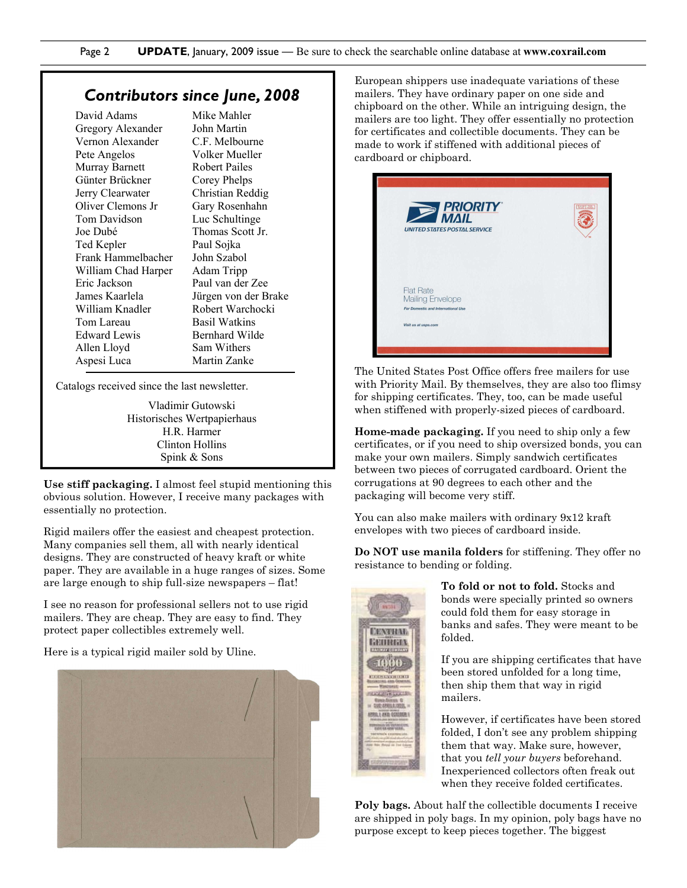## Contributors since June, 2008

| | |
|---|---|
| David Adams | Mike Mahler |
| Gregory Alexander | John Martin |
| Vernon Alexander | C.F. Melbourne |
| Pete Angelos | Volker Mueller |
| Murray Barnett | Robert Pailes |
| Günter Brückner | Corey Phelps |
| Jerry Clearwater | Christian Reddig |
| Oliver Clemons Jr | Gary Rosenhahn |
| Tom Davidson | Luc Schultinge |
| Joe Dubé | Thomas Scott Jr. |
| Ted Kepler | Paul Sojka |
| Frank Hammelbacher | John Szabol |
| William Chad Harper | Adam Tripp |
| Eric Jackson | Paul van der Zee |
| James Kaarlela | Jürgen von der Brake |
| William Knadler | Robert Warchocki |
| Tom Lareau | Basil Watkins |
| Edward Lewis | Bernhard Wilde |
| Allen Lloyd | Sam Withers |
| Aspesi Luca | Martin Zanke |

Catalogs received since the last newsletter.

Vladimir Gutowski
Historisches Wertpapierhaus
H.R. Harmer
Clinton Hollins
Spink & Sons

**Use stiff packaging.** I almost feel stupid mentioning this obvious solution. However, I receive many packages with essentially no protection.

Rigid mailers offer the easiest and cheapest protection. Many companies sell them, all with nearly identical designs. They are constructed of heavy kraft or white paper. They are available in a huge ranges of sizes. Some are large enough to ship full-size newspapers – flat!

I see no reason for professional sellers not to use rigid mailers. They are cheap. They are easy to find. They protect paper collectibles extremely well.

Here is a typical rigid mailer sold by Uline.

European shippers use inadequate variations of these mailers. They have ordinary paper on one side and chipboard on the other. While an intriguing design, the mailers are too light. They offer essentially no protection for certificates and collectible documents. They can be made to work if stiffened with additional pieces of cardboard or chipboard.

The United States Post Office offers free mailers for use with Priority Mail. By themselves, they are also too flimsy for shipping certificates. They, too, can be made useful when stiffened with properly-sized pieces of cardboard.

**Home-made packaging.** If you need to ship only a few certificates, or if you need to ship oversized bonds, you can make your own mailers. Simply sandwich certificates between two pieces of corrugated cardboard. Orient the corrugations at 90 degrees to each other and the packaging will become very stiff.

You can also make mailers with ordinary 9x12 kraft envelopes with two pieces of cardboard inside.

**Do NOT use manila folders** for stiffening. They offer no resistance to bending or folding.

**To fold or not to fold.** Stocks and bonds were specially printed so owners could fold them for easy storage in banks and safes. They were meant to be folded.

If you are shipping certificates that have been stored unfolded for a long time, then ship them that way in rigid mailers.

However, if certificates have been stored folded, I don't see any problem shipping them that way. Make sure, however, that you *tell your buyers* beforehand. Inexperienced collectors often freak out when they receive folded certificates.

**Poly bags.** About half the collectible documents I receive are shipped in poly bags. In my opinion, poly bags have no purpose except to keep pieces together. The biggest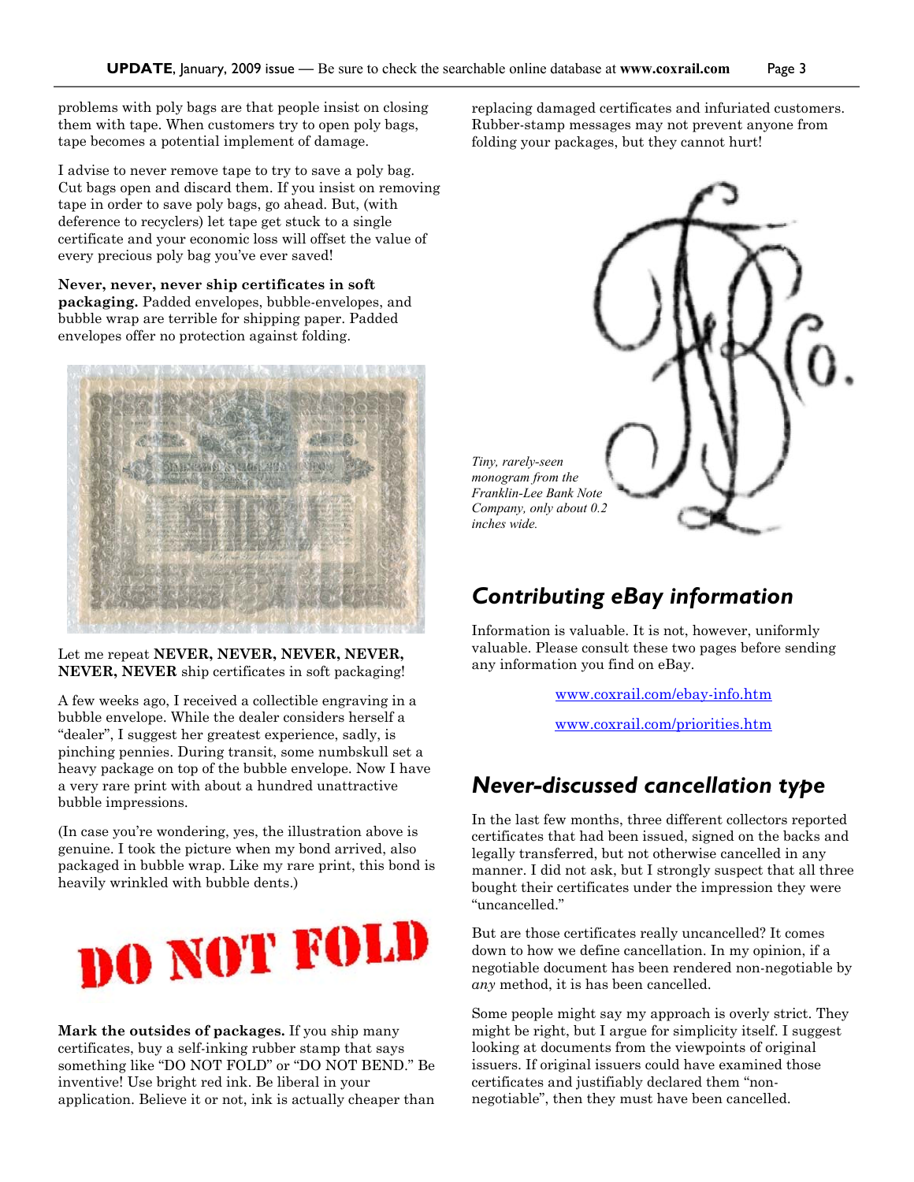problems with poly bags are that people insist on closing them with tape. When customers try to open poly bags, tape becomes a potential implement of damage.

I advise to never remove tape to try to save a poly bag. Cut bags open and discard them. If you insist on removing tape in order to save poly bags, go ahead. But, (with deference to recyclers) let tape get stuck to a single certificate and your economic loss will offset the value of every precious poly bag you've ever saved!

**Never, never, never ship certificates in soft packaging.** Padded envelopes, bubble-envelopes, and bubble wrap are terrible for shipping paper. Padded envelopes offer no protection against folding.

Let me repeat **NEVER, NEVER, NEVER, NEVER, NEVER, NEVER** ship certificates in soft packaging!

A few weeks ago, I received a collectible engraving in a bubble envelope. While the dealer considers herself a "dealer", I suggest her greatest experience, sadly, is pinching pennies. During transit, some numbskull set a heavy package on top of the bubble envelope. Now I have a very rare print with about a hundred unattractive bubble impressions.

(In case you're wondering, yes, the illustration above is genuine. I took the picture when my bond arrived, also packaged in bubble wrap. Like my rare print, this bond is heavily wrinkled with bubble dents.)

**DO NOT FOLD**

**Mark the outsides of packages.** If you ship many certificates, buy a self-inking rubber stamp that says something like "DO NOT FOLD" or "DO NOT BEND." Be inventive! Use bright red ink. Be liberal in your application. Believe it or not, ink is actually cheaper than replacing damaged certificates and infuriated customers. Rubber-stamp messages may not prevent anyone from folding your packages, but they cannot hurt!

*Tiny, rarely-seen monogram from the Franklin-Lee Bank Note Company, only about 0.2 inches wide.*

## Contributing eBay information

Information is valuable. It is not, however, uniformly valuable. Please consult these two pages before sending any information you find on eBay.

www.coxrail.com/ebay-info.htm

www.coxrail.com/priorities.htm

## Never-discussed cancellation type

In the last few months, three different collectors reported certificates that had been issued, signed on the backs and legally transferred, but not otherwise cancelled in any manner. I did not ask, but I strongly suspect that all three bought their certificates under the impression they were "uncancelled."

But are those certificates really uncancelled? It comes down to how we define cancellation. In my opinion, if a negotiable document has been rendered non-negotiable by *any* method, it is has been cancelled.

Some people might say my approach is overly strict. They might be right, but I argue for simplicity itself. I suggest looking at documents from the viewpoints of original issuers. If original issuers could have examined those certificates and justifiably declared them "non-negotiable", then they must have been cancelled.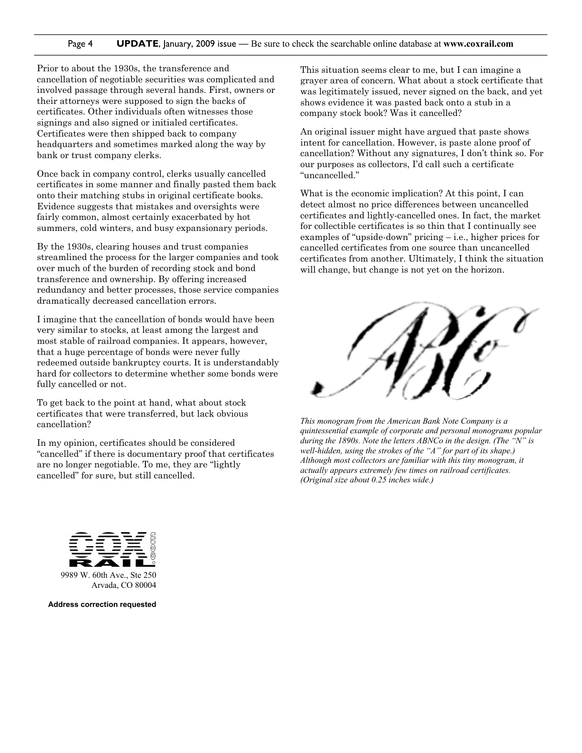Prior to about the 1930s, the transference and cancellation of negotiable securities was complicated and involved passage through several hands. First, owners or their attorneys were supposed to sign the backs of certificates. Other individuals often witnesses those signings and also signed or initialed certificates. Certificates were then shipped back to company headquarters and sometimes marked along the way by bank or trust company clerks.

Once back in company control, clerks usually cancelled certificates in some manner and finally pasted them back onto their matching stubs in original certificate books. Evidence suggests that mistakes and oversights were fairly common, almost certainly exacerbated by hot summers, cold winters, and busy expansionary periods.

By the 1930s, clearing houses and trust companies streamlined the process for the larger companies and took over much of the burden of recording stock and bond transference and ownership. By offering increased redundancy and better processes, those service companies dramatically decreased cancellation errors.

I imagine that the cancellation of bonds would have been very similar to stocks, at least among the largest and most stable of railroad companies. It appears, however, that a huge percentage of bonds were never fully redeemed outside bankruptcy courts. It is understandably hard for collectors to determine whether some bonds were fully cancelled or not.

To get back to the point at hand, what about stock certificates that were transferred, but lack obvious cancellation?

In my opinion, certificates should be considered "cancelled" if there is documentary proof that certificates are no longer negotiable. To me, they are "lightly cancelled" for sure, but still cancelled.

This situation seems clear to me, but I can imagine a grayer area of concern. What about a stock certificate that was legitimately issued, never signed on the back, and yet shows evidence it was pasted back onto a stub in a company stock book? Was it cancelled?

An original issuer might have argued that paste shows intent for cancellation. However, is paste alone proof of cancellation? Without any signatures, I don't think so. For our purposes as collectors, I'd call such a certificate "uncancelled."

What is the economic implication? At this point, I can detect almost no price differences between uncancelled certificates and lightly-cancelled ones. In fact, the market for collectible certificates is so thin that I continually see examples of "upside-down" pricing – i.e., higher prices for cancelled certificates from one source than uncancelled certificates from another. Ultimately, I think the situation will change, but change is not yet on the horizon.

*This monogram from the American Bank Note Company is a quintessential example of corporate and personal monograms popular during the 1890s. Note the letters ABNCo in the design. (The "N" is well-hidden, using the strokes of the "A" for part of its shape.) Although most collectors are familiar with this tiny monogram, it actually appears extremely few times on railroad certificates. (Original size about 0.25 inches wide.)*

COX RAIL .com

9989 W. 60th Ave., Ste 250
Arvada, CO 80004

**Address correction requested**